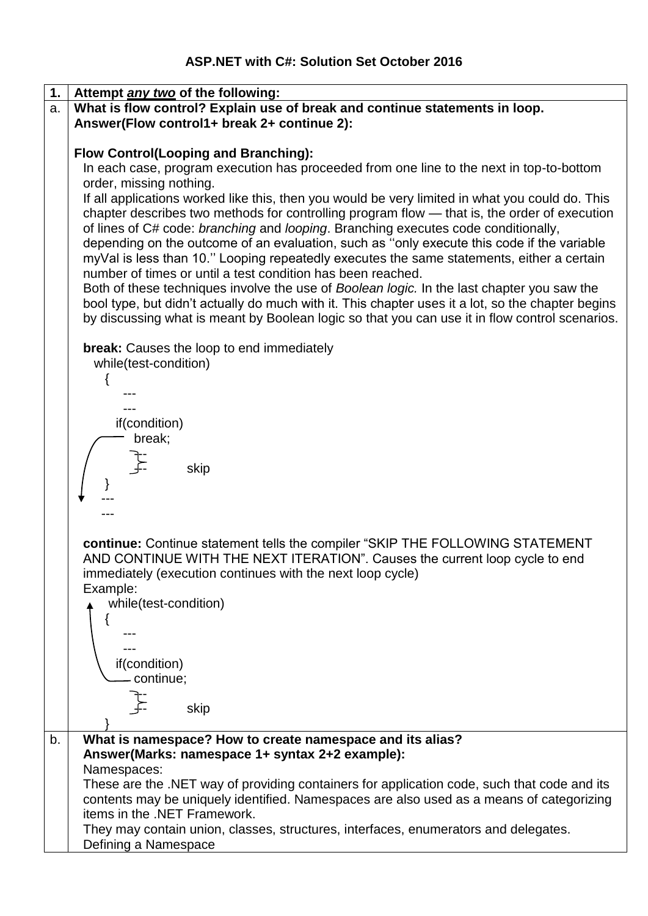## ASP.NET with C#: Solution Set October 2016

**1. Attempt *any two* of the following:**

**a. What is flow control? Explain use of break and continue statements in loop.**

**Answer(Flow control1+ break 2+ continue 2):**

**Flow Control(Looping and Branching):**

In each case, program execution has proceeded from one line to the next in top-to-bottom order, missing nothing.

If all applications worked like this, then you would be very limited in what you could do. This chapter describes two methods for controlling program flow — that is, the order of execution of lines of C# code: *branching* and *looping*. Branching executes code conditionally, depending on the outcome of an evaluation, such as ''only execute this code if the variable myVal is less than 10.'' Looping repeatedly executes the same statements, either a certain number of times or until a test condition has been reached.

Both of these techniques involve the use of *Boolean logic.* In the last chapter you saw the bool type, but didn't actually do much with it. This chapter uses it a lot, so the chapter begins by discussing what is meant by Boolean logic so that you can use it in flow control scenarios.

**break:** Causes the loop to end immediately

```
while(test-condition)
  {
     ---
     ---
    if(condition)
       break;
         --
         --        skip
  }
  ---
  ---
```

**continue:** Continue statement tells the compiler "SKIP THE FOLLOWING STATEMENT AND CONTINUE WITH THE NEXT ITERATION". Causes the current loop cycle to end immediately (execution continues with the next loop cycle)

Example:

```
while(test-condition)
  {
     ---
     ---
    if(condition)
       continue;
         --
         --        skip
  }
```

**b. What is namespace? How to create namespace and its alias?**

**Answer(Marks: namespace 1+ syntax 2+2 example):**

Namespaces:

These are the .NET way of providing containers for application code, such that code and its contents may be uniquely identified. Namespaces are also used as a means of categorizing items in the .NET Framework.

They may contain union, classes, structures, interfaces, enumerators and delegates.

Defining a Namespace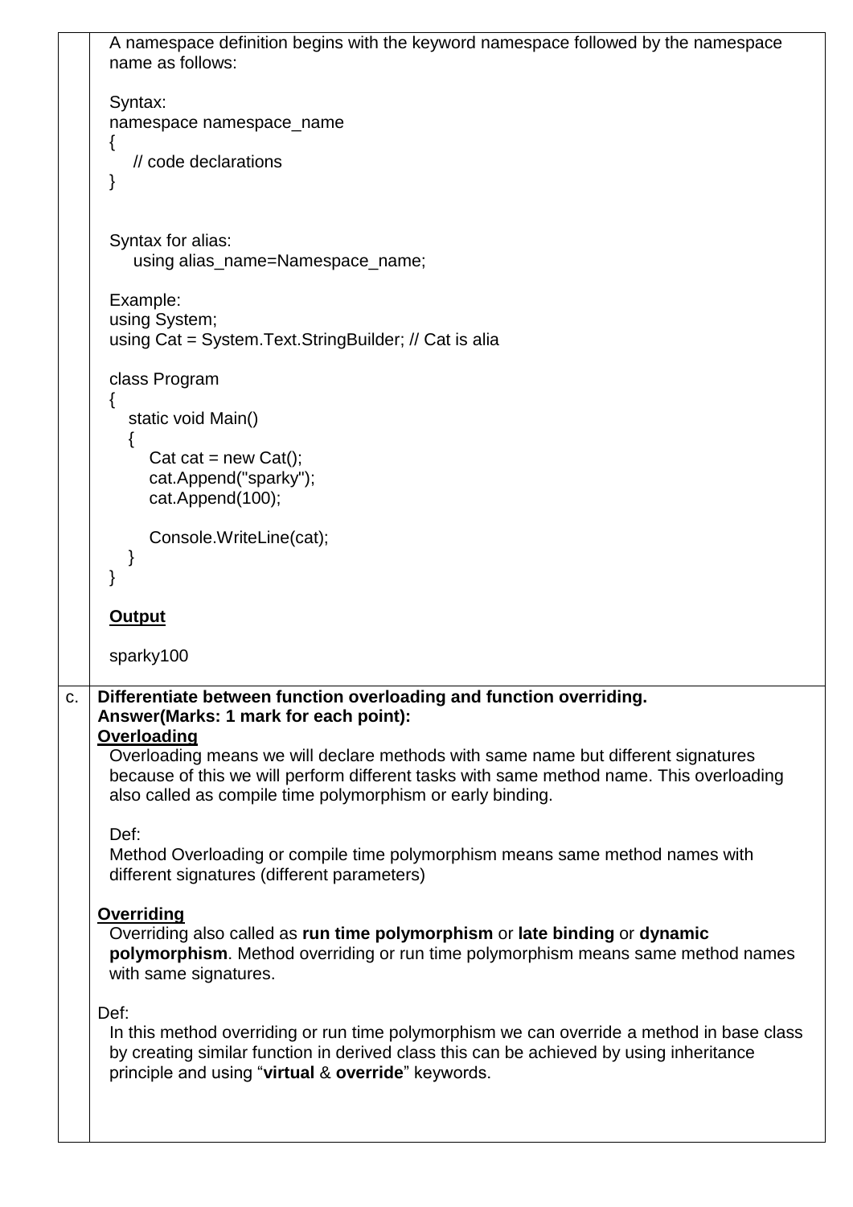A namespace definition begins with the keyword namespace followed by the namespace name as follows:

Syntax:

```
namespace namespace_name
{
    // code declarations
}
```

Syntax for alias:

```
using alias_name=Namespace_name;
```

Example:

```
using System;
using Cat = System.Text.StringBuilder; // Cat is alia

class Program
{
    static void Main()
    {
        Cat cat = new Cat();
        cat.Append("sparky");
        cat.Append(100);

        Console.WriteLine(cat);
    }
}
```

**Output**

sparky100

c. **Differentiate between function overloading and function overriding.**

**Answer(Marks: 1 mark for each point):**

**Overloading**

Overloading means we will declare methods with same name but different signatures because of this we will perform different tasks with same method name. This overloading also called as compile time polymorphism or early binding.

Def:

Method Overloading or compile time polymorphism means same method names with different signatures (different parameters)

**Overriding**

Overriding also called as **run time polymorphism** or **late binding** or **dynamic polymorphism**. Method overriding or run time polymorphism means same method names with same signatures.

Def:

In this method overriding or run time polymorphism we can override a method in base class by creating similar function in derived class this can be achieved by using inheritance principle and using "**virtual** & **override**" keywords.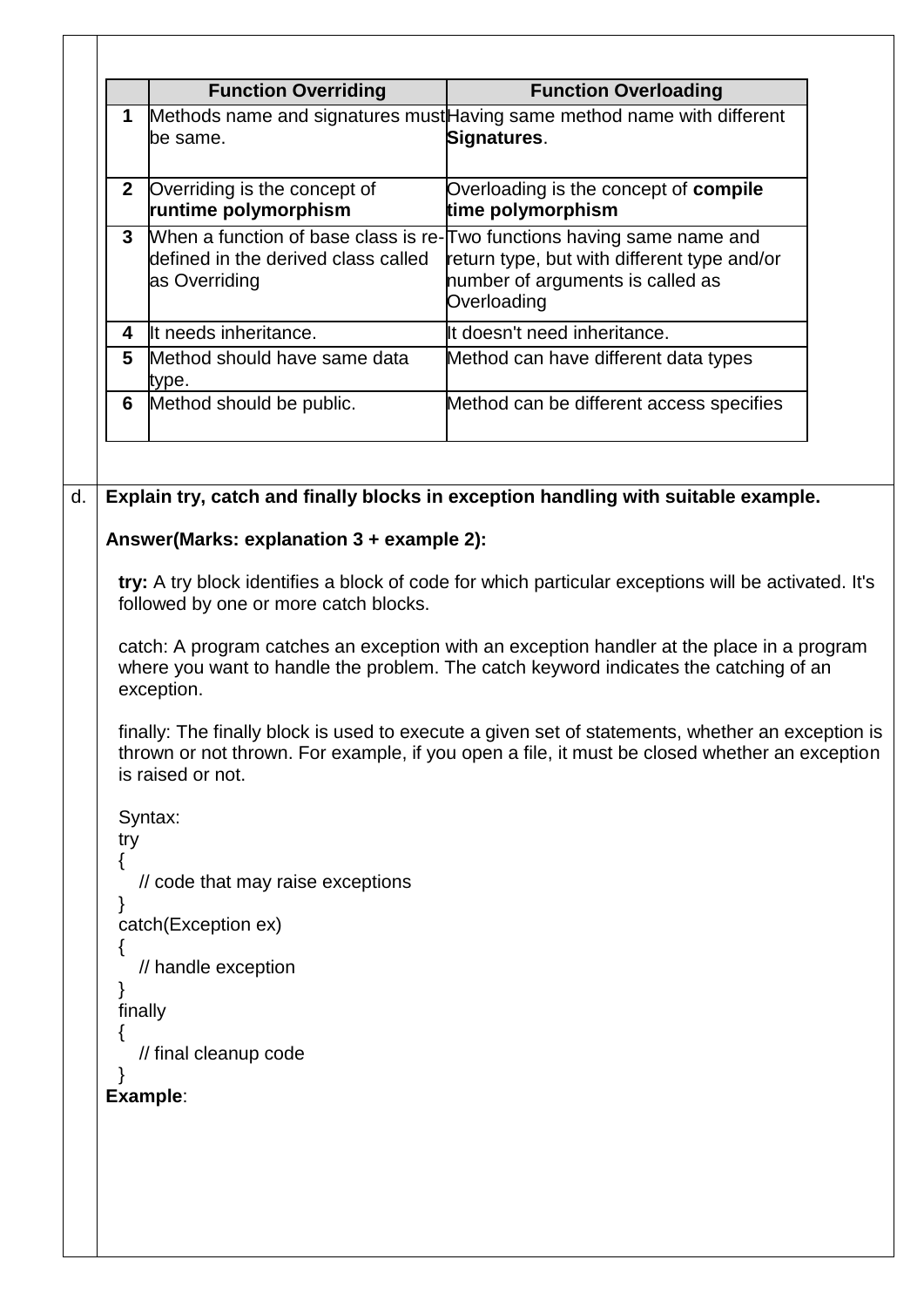| | Function Overriding | Function Overloading |
|---|---|---|
| **1** | Methods name and signatures must be same. | Having same method name with different **Signatures**. |
| **2** | Overriding is the concept of **runtime polymorphism** | Overloading is the concept of **compile time polymorphism** |
| **3** | When a function of base class is re-defined in the derived class called as Overriding | Two functions having same name and return type, but with different type and/or number of arguments is called as Overloading |
| **4** | It needs inheritance. | It doesn't need inheritance. |
| **5** | Method should have same data type. | Method can have different data types |
| **6** | Method should be public. | Method can be different access specifies |

d. **Explain try, catch and finally blocks in exception handling with suitable example.**

**Answer(Marks: explanation 3 + example 2):**

**try:** A try block identifies a block of code for which particular exceptions will be activated. It's followed by one or more catch blocks.

catch: A program catches an exception with an exception handler at the place in a program where you want to handle the problem. The catch keyword indicates the catching of an exception.

finally: The finally block is used to execute a given set of statements, whether an exception is thrown or not thrown. For example, if you open a file, it must be closed whether an exception is raised or not.

Syntax:

```
try
{
    // code that may raise exceptions
}
catch(Exception ex)
{
    // handle exception
}
finally
{
    // final cleanup code
}
```

**Example**: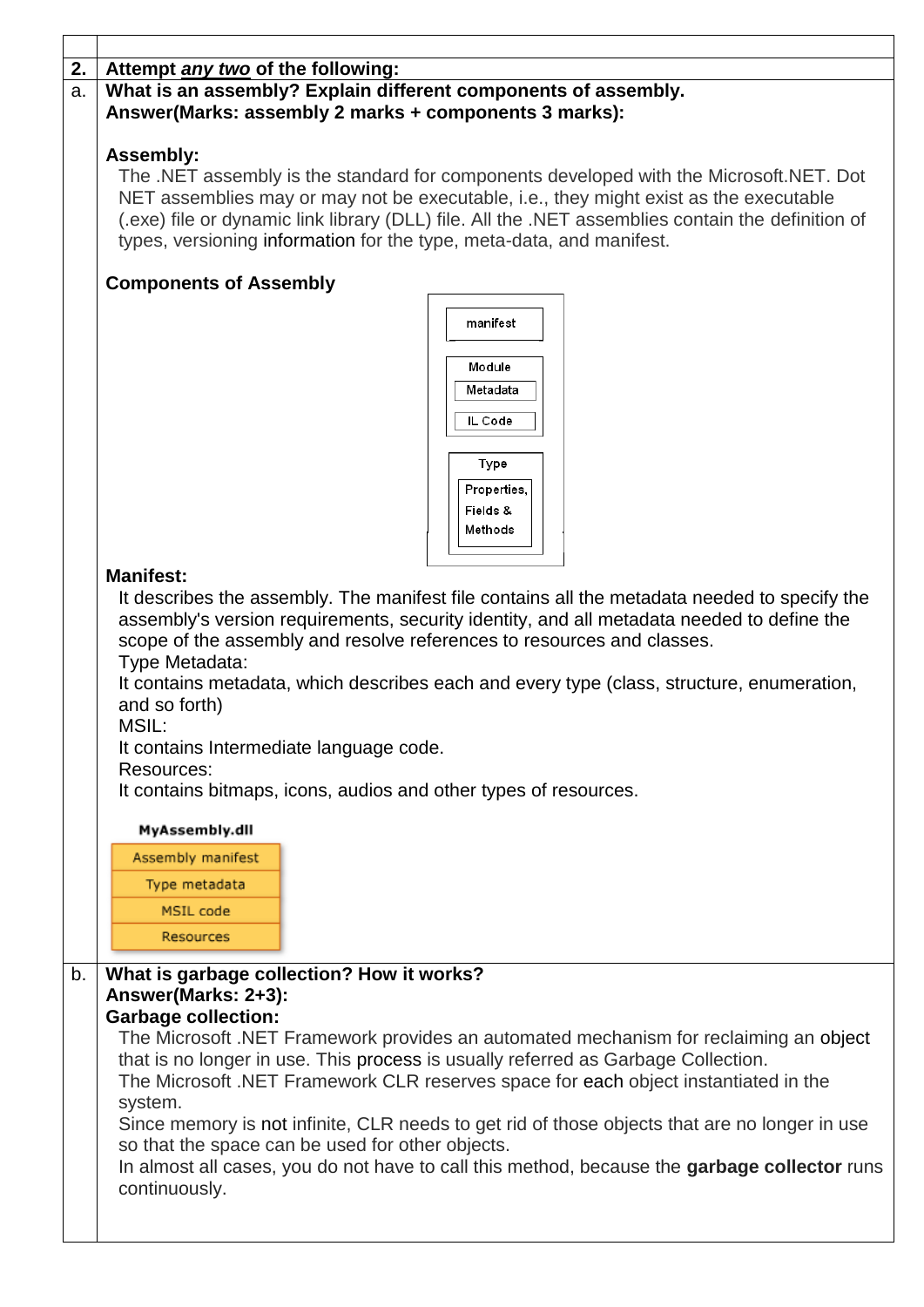**2.** **Attempt *any two* of the following:**

**a.** **What is an assembly? Explain different components of assembly.**
**Answer(Marks: assembly 2 marks + components 3 marks):**

**Assembly:**

The .NET assembly is the standard for components developed with the Microsoft.NET. Dot NET assemblies may or may not be executable, i.e., they might exist as the executable (.exe) file or dynamic link library (DLL) file. All the .NET assemblies contain the definition of types, versioning information for the type, meta-data, and manifest.

**Components of Assembly**

manifest
Module
Metadata
IL Code
Type
Properties, Fields & Methods

**Manifest:**

It describes the assembly. The manifest file contains all the metadata needed to specify the assembly's version requirements, security identity, and all metadata needed to define the scope of the assembly and resolve references to resources and classes.

Type Metadata:

It contains metadata, which describes each and every type (class, structure, enumeration, and so forth)

MSIL:

It contains Intermediate language code.

Resources:

It contains bitmaps, icons, audios and other types of resources.

**MyAssembly.dll**

| Assembly manifest |
|---|
| Type metadata |
| MSIL code |
| Resources |

**b.** **What is garbage collection? How it works?**
**Answer(Marks: 2+3):**

**Garbage collection:**

The Microsoft .NET Framework provides an automated mechanism for reclaiming an object that is no longer in use. This process is usually referred as Garbage Collection.

The Microsoft .NET Framework CLR reserves space for each object instantiated in the system.

Since memory is not infinite, CLR needs to get rid of those objects that are no longer in use so that the space can be used for other objects.

In almost all cases, you do not have to call this method, because the **garbage collector** runs continuously.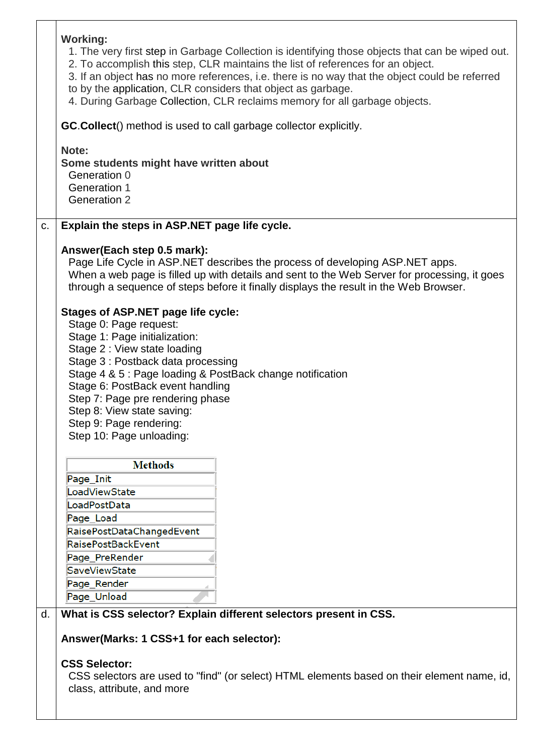**Working:**

1. The very first step in Garbage Collection is identifying those objects that can be wiped out.
2. To accomplish this step, CLR maintains the list of references for an object.
3. If an object has no more references, i.e. there is no way that the object could be referred to by the application, CLR considers that object as garbage.
4. During Garbage Collection, CLR reclaims memory for all garbage objects.

**GC**.**Collect**() method is used to call garbage collector explicitly.

**Note:**
**Some students might have written about**

Generation 0
Generation 1
Generation 2

c. **Explain the steps in ASP.NET page life cycle.**

**Answer(Each step 0.5 mark):**

Page Life Cycle in ASP.NET describes the process of developing ASP.NET apps.
When a web page is filled up with details and sent to the Web Server for processing, it goes through a sequence of steps before it finally displays the result in the Web Browser.

**Stages of ASP.NET page life cycle:**

Stage 0: Page request:
Stage 1: Page initialization:
Stage 2 : View state loading
Stage 3 : Postback data processing
Stage 4 & 5 : Page loading & PostBack change notification
Stage 6: PostBack event handling
Step 7: Page pre rendering phase
Step 8: View state saving:
Step 9: Page rendering:
Step 10: Page unloading:

| Methods |
|---|
| Page_Init |
| LoadViewState |
| LoadPostData |
| Page_Load |
| RaisePostDataChangedEvent |
| RaisePostBackEvent |
| Page_PreRender |
| SaveViewState |
| Page_Render |
| Page_Unload |

d. **What is CSS selector? Explain different selectors present in CSS.**

**Answer(Marks: 1 CSS+1 for each selector):**

**CSS Selector:**

CSS selectors are used to "find" (or select) HTML elements based on their element name, id, class, attribute, and more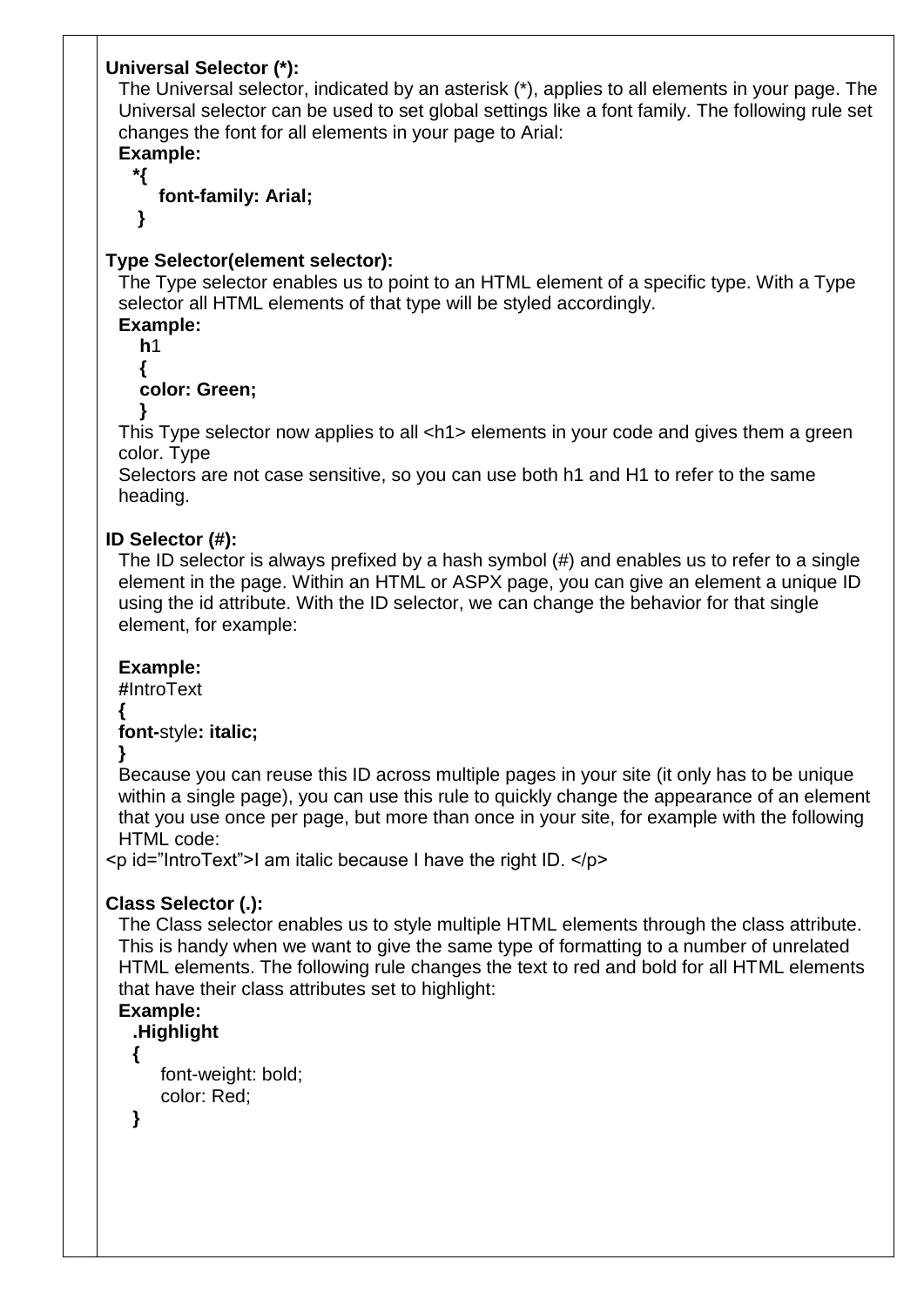**Universal Selector (*):**

The Universal selector, indicated by an asterisk (*), applies to all elements in your page. The Universal selector can be used to set global settings like a font family. The following rule set changes the font for all elements in your page to Arial:

**Example:**

```
*{
    font-family: Arial;
 }
```

**Type Selector(element selector):**

The Type selector enables us to point to an HTML element of a specific type. With a Type selector all HTML elements of that type will be styled accordingly.

**Example:**

```
h1
{
color: Green;
}
```

This Type selector now applies to all <h1> elements in your code and gives them a green color. Type

Selectors are not case sensitive, so you can use both h1 and H1 to refer to the same heading.

**ID Selector (#):**

The ID selector is always prefixed by a hash symbol (#) and enables us to refer to a single element in the page. Within an HTML or ASPX page, you can give an element a unique ID using the id attribute. With the ID selector, we can change the behavior for that single element, for example:

**Example:**

```
#IntroText
{
font-style: italic;
}
```

Because you can reuse this ID across multiple pages in your site (it only has to be unique within a single page), you can use this rule to quickly change the appearance of an element that you use once per page, but more than once in your site, for example with the following HTML code:

<p id="IntroText">I am italic because I have the right ID. </p>

**Class Selector (.):**

The Class selector enables us to style multiple HTML elements through the class attribute. This is handy when we want to give the same type of formatting to a number of unrelated HTML elements. The following rule changes the text to red and bold for all HTML elements that have their class attributes set to highlight:

**Example:**

```
.Highlight
{
    font-weight: bold;
    color: Red;
}
```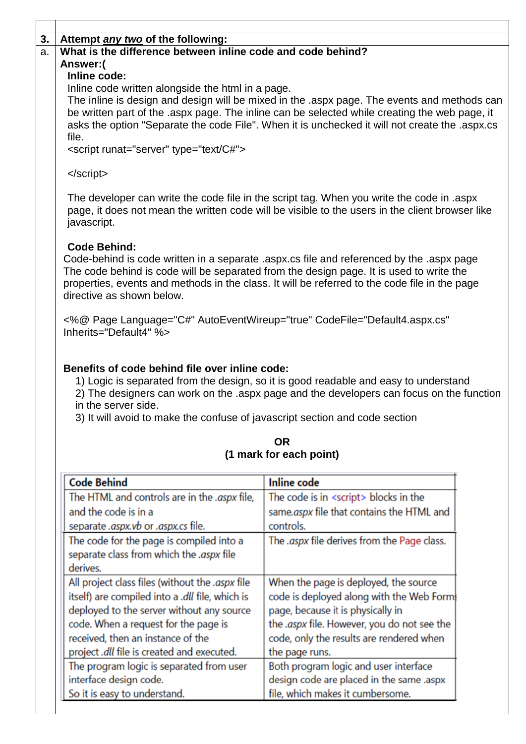**3. Attempt *any two* of the following:**

**a. What is the difference between inline code and code behind?**

**Answer:(**

**Inline code:**

Inline code written alongside the html in a page.

The inline is design and design will be mixed in the .aspx page. The events and methods can be written part of the .aspx page. The inline can be selected while creating the web page, it asks the option "Separate the code File". When it is unchecked it will not create the .aspx.cs file.

```
<script runat="server" type="text/C#">

</script>
```

The developer can write the code file in the script tag. When you write the code in .aspx page, it does not mean the written code will be visible to the users in the client browser like javascript.

**Code Behind:**

Code-behind is code written in a separate .aspx.cs file and referenced by the .aspx page
The code behind is code will be separated from the design page. It is used to write the properties, events and methods in the class. It will be referred to the code file in the page directive as shown below.

```
<%@ Page Language="C#" AutoEventWireup="true" CodeFile="Default4.aspx.cs" Inherits="Default4" %>
```

**Benefits of code behind file over inline code:**

1) Logic is separated from the design, so it is good readable and easy to understand
2) The designers can work on the .aspx page and the developers can focus on the function in the server side.
3) It will avoid to make the confuse of javascript section and code section

**OR**

**(1 mark for each point)**

| Code Behind | Inline code |
|---|---|
| The HTML and controls are in the *.aspx* file, and the code is in a separate *.aspx.vb* or *.aspx.cs* file. | The code is in <script> blocks in the same *.aspx* file that contains the HTML and controls. |
| The code for the page is compiled into a separate class from which the *.aspx* file derives. | The *.aspx* file derives from the Page class. |
| All project class files (without the *.aspx* file itself) are compiled into a *.dll* file, which is deployed to the server without any source code. When a request for the page is received, then an instance of the project *.dll* file is created and executed. | When the page is deployed, the source code is deployed along with the Web Forms page, because it is physically in the *.aspx* file. However, you do not see the code, only the results are rendered when the page runs. |
| The program logic is separated from user interface design code. So it is easy to understand. | Both program logic and user interface design code are placed in the same .aspx file, which makes it cumbersome. |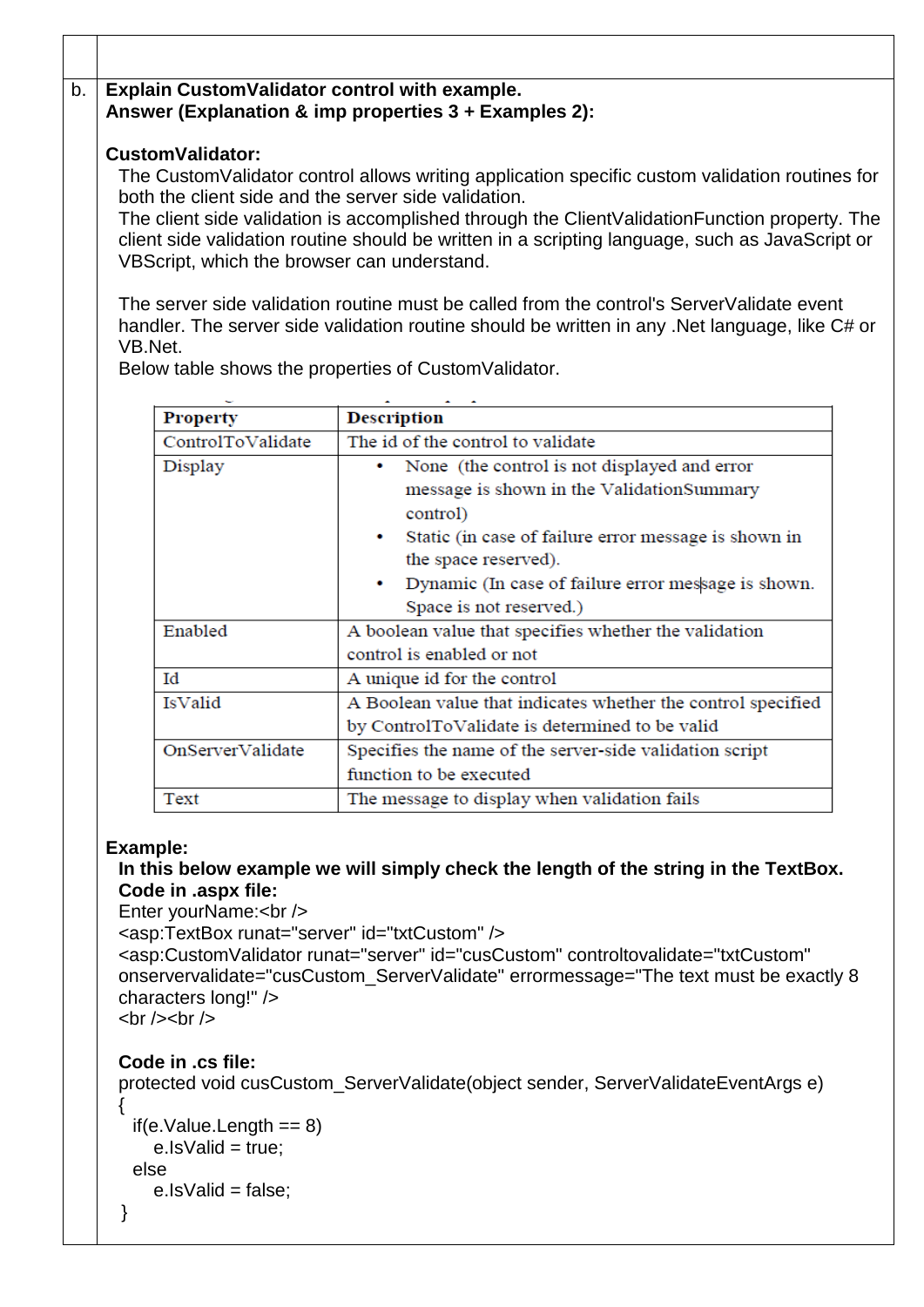b. **Explain CustomValidator control with example.**
**Answer (Explanation & imp properties 3 + Examples 2):**

**CustomValidator:**

The CustomValidator control allows writing application specific custom validation routines for both the client side and the server side validation.
The client side validation is accomplished through the ClientValidationFunction property. The client side validation routine should be written in a scripting language, such as JavaScript or VBScript, which the browser can understand.

The server side validation routine must be called from the control's ServerValidate event handler. The server side validation routine should be written in any .Net language, like C# or VB.Net.
Below table shows the properties of CustomValidator.

| Property | Description |
|---|---|
| ControlToValidate | The id of the control to validate |
| Display | • None (the control is not displayed and error message is shown in the ValidationSummary control) • Static (in case of failure error message is shown in the space reserved). • Dynamic (In case of failure error message is shown. Space is not reserved.) |
| Enabled | A boolean value that specifies whether the validation control is enabled or not |
| Id | A unique id for the control |
| IsValid | A Boolean value that indicates whether the control specified by ControlToValidate is determined to be valid |
| OnServerValidate | Specifies the name of the server-side validation script function to be executed |
| Text | The message to display when validation fails |

**Example:**

**In this below example we will simply check the length of the string in the TextBox.**

**Code in .aspx file:**

```
Enter yourName:<br />
<asp:TextBox runat="server" id="txtCustom" />
<asp:CustomValidator runat="server" id="cusCustom" controltovalidate="txtCustom"
onservervalidate="cusCustom_ServerValidate" errormessage="The text must be exactly 8
characters long!" />
<br /><br />
```

**Code in .cs file:**

```
protected void cusCustom_ServerValidate(object sender, ServerValidateEventArgs e)
{
  if(e.Value.Length == 8)
     e.IsValid = true;
  else
     e.IsValid = false;
}
```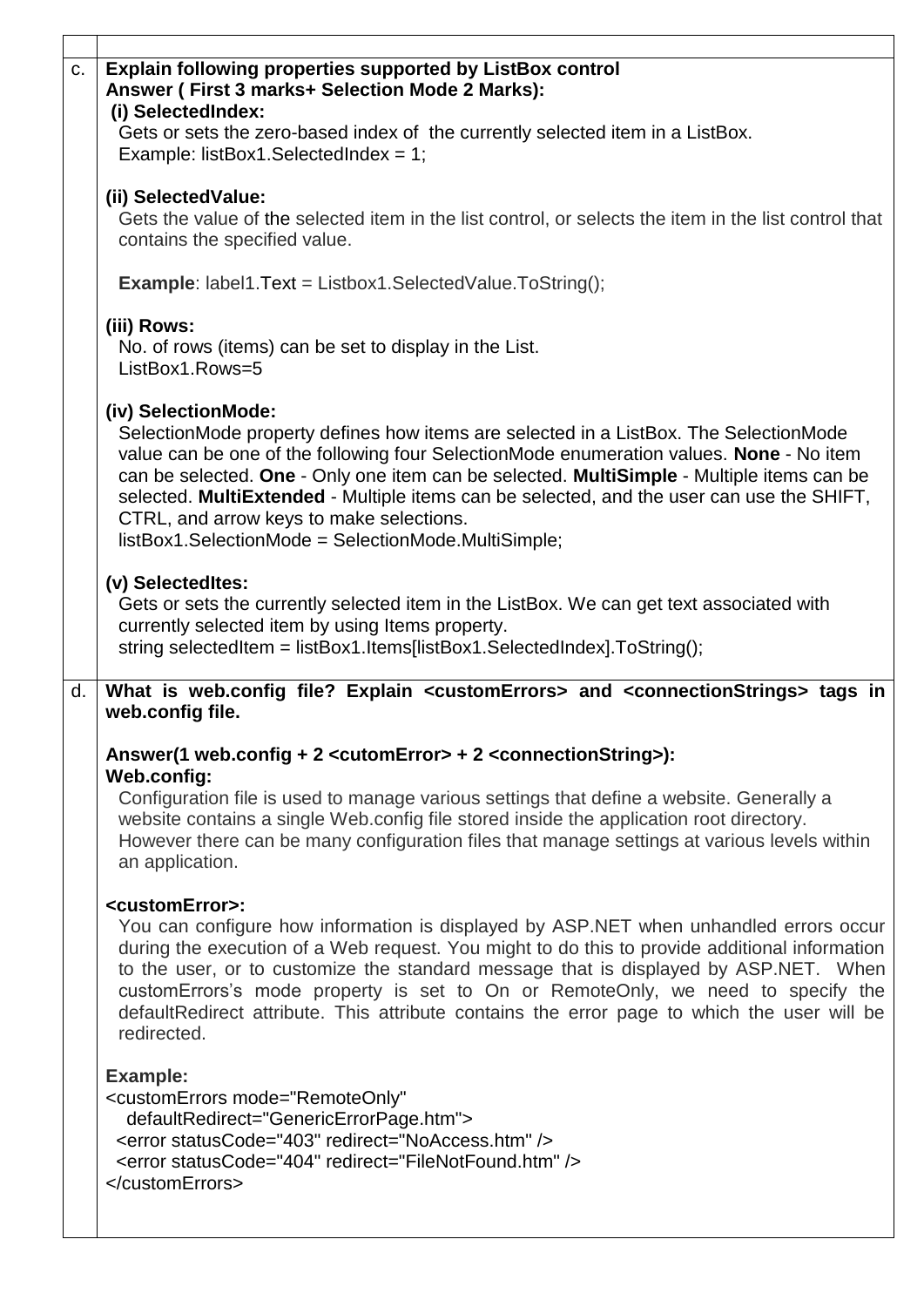c. **Explain following properties supported by ListBox control**

**Answer ( First 3 marks+ Selection Mode 2 Marks):**

**(i) SelectedIndex:**

Gets or sets the zero-based index of the currently selected item in a ListBox.
Example: listBox1.SelectedIndex = 1;

**(ii) SelectedValue:**

Gets the value of the selected item in the list control, or selects the item in the list control that contains the specified value.

**Example**: label1.Text = Listbox1.SelectedValue.ToString();

**(iii) Rows:**

No. of rows (items) can be set to display in the List.
ListBox1.Rows=5

**(iv) SelectionMode:**

SelectionMode property defines how items are selected in a ListBox. The SelectionMode value can be one of the following four SelectionMode enumeration values. **None** - No item can be selected. **One** - Only one item can be selected. **MultiSimple** - Multiple items can be selected. **MultiExtended** - Multiple items can be selected, and the user can use the SHIFT, CTRL, and arrow keys to make selections.
listBox1.SelectionMode = SelectionMode.MultiSimple;

**(v) SelectedItes:**

Gets or sets the currently selected item in the ListBox. We can get text associated with currently selected item by using Items property.
string selectedItem = listBox1.Items[listBox1.SelectedIndex].ToString();

d. **What is web.config file? Explain <customErrors> and <connectionStrings> tags in web.config file.**

**Answer(1 web.config + 2 <cutomError> + 2 <connectionString>):**

**Web.config:**

Configuration file is used to manage various settings that define a website. Generally a website contains a single Web.config file stored inside the application root directory. However there can be many configuration files that manage settings at various levels within an application.

**<customError>:**

You can configure how information is displayed by ASP.NET when unhandled errors occur during the execution of a Web request. You might to do this to provide additional information to the user, or to customize the standard message that is displayed by ASP.NET. When customErrors's mode property is set to On or RemoteOnly, we need to specify the defaultRedirect attribute. This attribute contains the error page to which the user will be redirected.

**Example:**

```
<customErrors mode="RemoteOnly"
   defaultRedirect="GenericErrorPage.htm">
  <error statusCode="403" redirect="NoAccess.htm" />
  <error statusCode="404" redirect="FileNotFound.htm" />
</customErrors>
```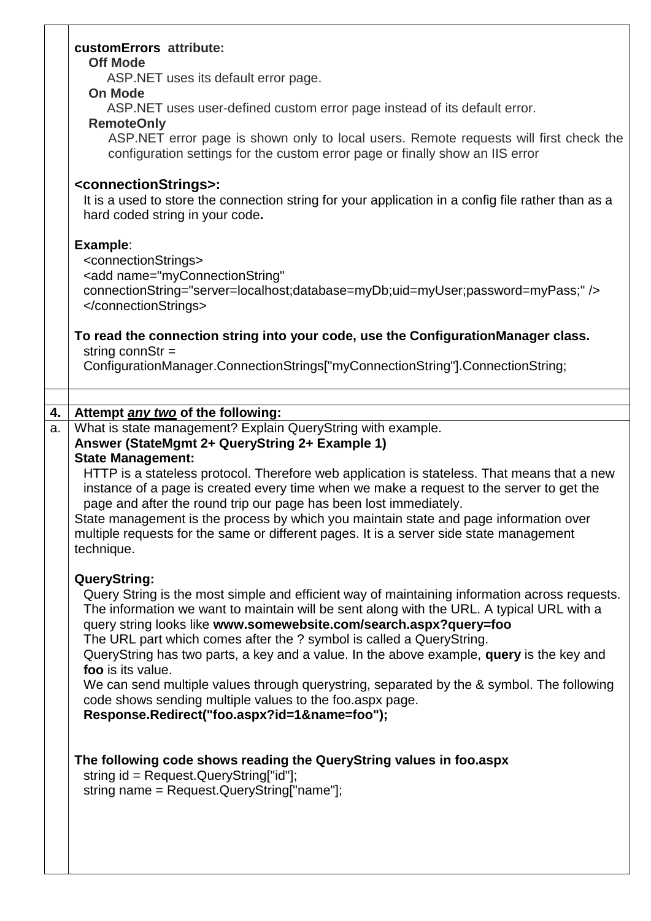**customErrors attribute:**

**Off Mode**

ASP.NET uses its default error page.

**On Mode**

ASP.NET uses user-defined custom error page instead of its default error.

**RemoteOnly**

ASP.NET error page is shown only to local users. Remote requests will first check the configuration settings for the custom error page or finally show an IIS error

**<connectionStrings>:**

It is a used to store the connection string for your application in a config file rather than as a hard coded string in your code**.**

**Example**:

```
<connectionStrings>
<add name="myConnectionString"
connectionString="server=localhost;database=myDb;uid=myUser;password=myPass;" />
</connectionStrings>
```

**To read the connection string into your code, use the ConfigurationManager class.**

```
string connStr =
ConfigurationManager.ConnectionStrings["myConnectionString"].ConnectionString;
```

**4. Attempt *any two* of the following:**

a. What is state management? Explain QueryString with example.

**Answer (StateMgmt 2+ QueryString 2+ Example 1)**

**State Management:**

HTTP is a stateless protocol. Therefore web application is stateless. That means that a new instance of a page is created every time when we make a request to the server to get the page and after the round trip our page has been lost immediately.

State management is the process by which you maintain state and page information over multiple requests for the same or different pages. It is a server side state management technique.

**QueryString:**

Query String is the most simple and efficient way of maintaining information across requests. The information we want to maintain will be sent along with the URL. A typical URL with a query string looks like **www.somewebsite.com/search.aspx?query=foo**

The URL part which comes after the ? symbol is called a QueryString.

QueryString has two parts, a key and a value. In the above example, **query** is the key and **foo** is its value.

We can send multiple values through querystring, separated by the & symbol. The following code shows sending multiple values to the foo.aspx page.

```
Response.Redirect("foo.aspx?id=1&name=foo");
```

**The following code shows reading the QueryString values in foo.aspx**

```
string id = Request.QueryString["id"];
string name = Request.QueryString["name"];
```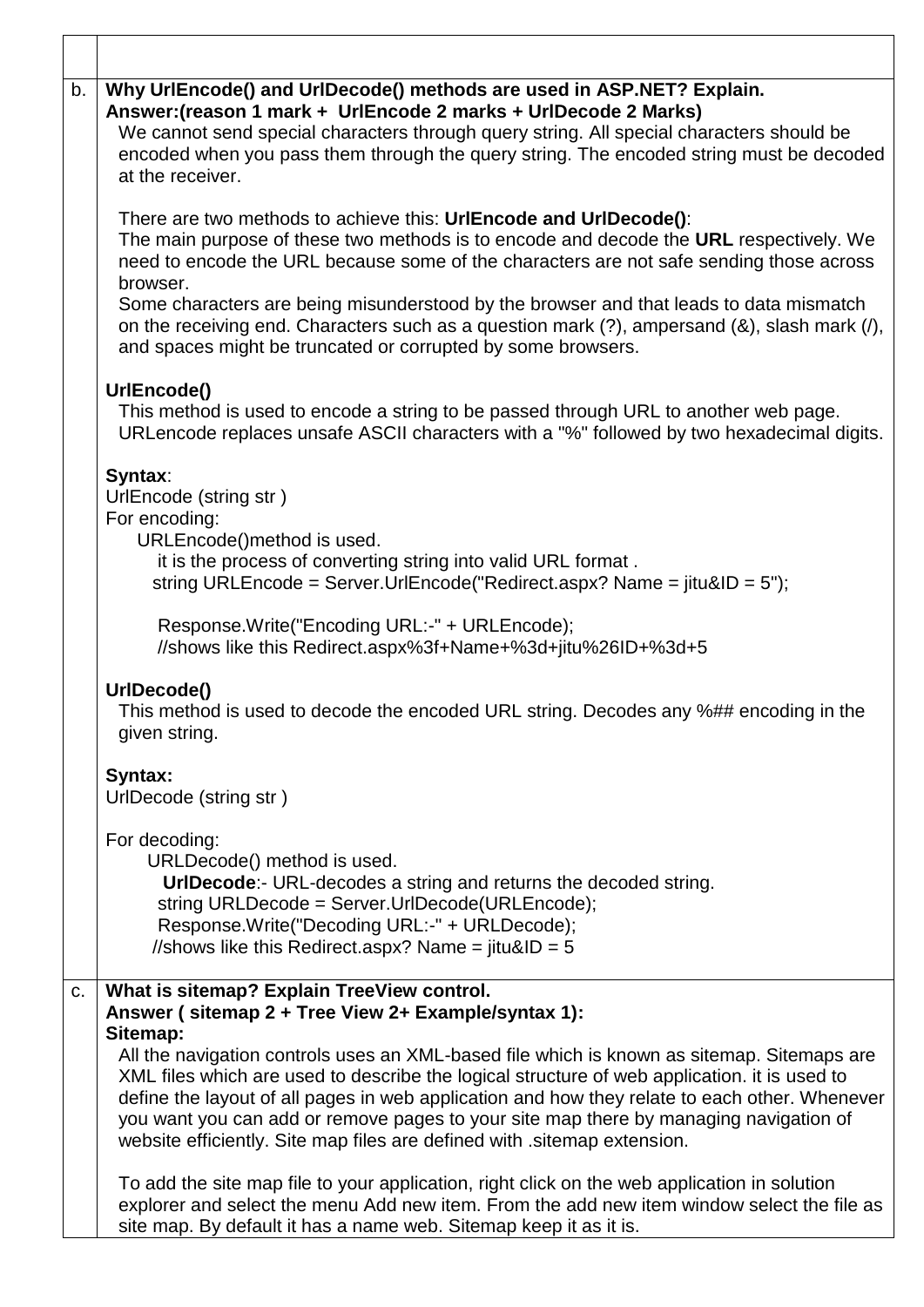b. **Why UrlEncode() and UrlDecode() methods are used in ASP.NET? Explain.**

**Answer:(reason 1 mark + UrlEncode 2 marks + UrlDecode 2 Marks)**

We cannot send special characters through query string. All special characters should be encoded when you pass them through the query string. The encoded string must be decoded at the receiver.

There are two methods to achieve this: **UrlEncode and UrlDecode()**:

The main purpose of these two methods is to encode and decode the **URL** respectively. We need to encode the URL because some of the characters are not safe sending those across browser.

Some characters are being misunderstood by the browser and that leads to data mismatch on the receiving end. Characters such as a question mark (?), ampersand (&), slash mark (/), and spaces might be truncated or corrupted by some browsers.

**UrlEncode()**

This method is used to encode a string to be passed through URL to another web page. URLencode replaces unsafe ASCII characters with a "%" followed by two hexadecimal digits.

**Syntax**:

UrlEncode (string str )

For encoding:

URLEncode()method is used.

it is the process of converting string into valid URL format .

```
string URLEncode = Server.UrlEncode("Redirect.aspx? Name = jitu&ID = 5");

Response.Write("Encoding URL:-" + URLEncode);
//shows like this Redirect.aspx%3f+Name+%3d+jitu%26ID+%3d+5
```

**UrlDecode()**

This method is used to decode the encoded URL string. Decodes any %## encoding in the given string.

**Syntax:**

UrlDecode (string str )

For decoding:

URLDecode() method is used.

**UrlDecode**:- URL-decodes a string and returns the decoded string.

```
string URLDecode = Server.UrlDecode(URLEncode);
Response.Write("Decoding URL:-" + URLDecode);
//shows like this Redirect.aspx? Name = jitu&ID = 5
```

c. **What is sitemap? Explain TreeView control.**

**Answer ( sitemap 2 + Tree View 2+ Example/syntax 1):**

**Sitemap:**

All the navigation controls uses an XML-based file which is known as sitemap. Sitemaps are XML files which are used to describe the logical structure of web application. it is used to define the layout of all pages in web application and how they relate to each other. Whenever you want you can add or remove pages to your site map there by managing navigation of website efficiently. Site map files are defined with .sitemap extension.

To add the site map file to your application, right click on the web application in solution explorer and select the menu Add new item. From the add new item window select the file as site map. By default it has a name web. Sitemap keep it as it is.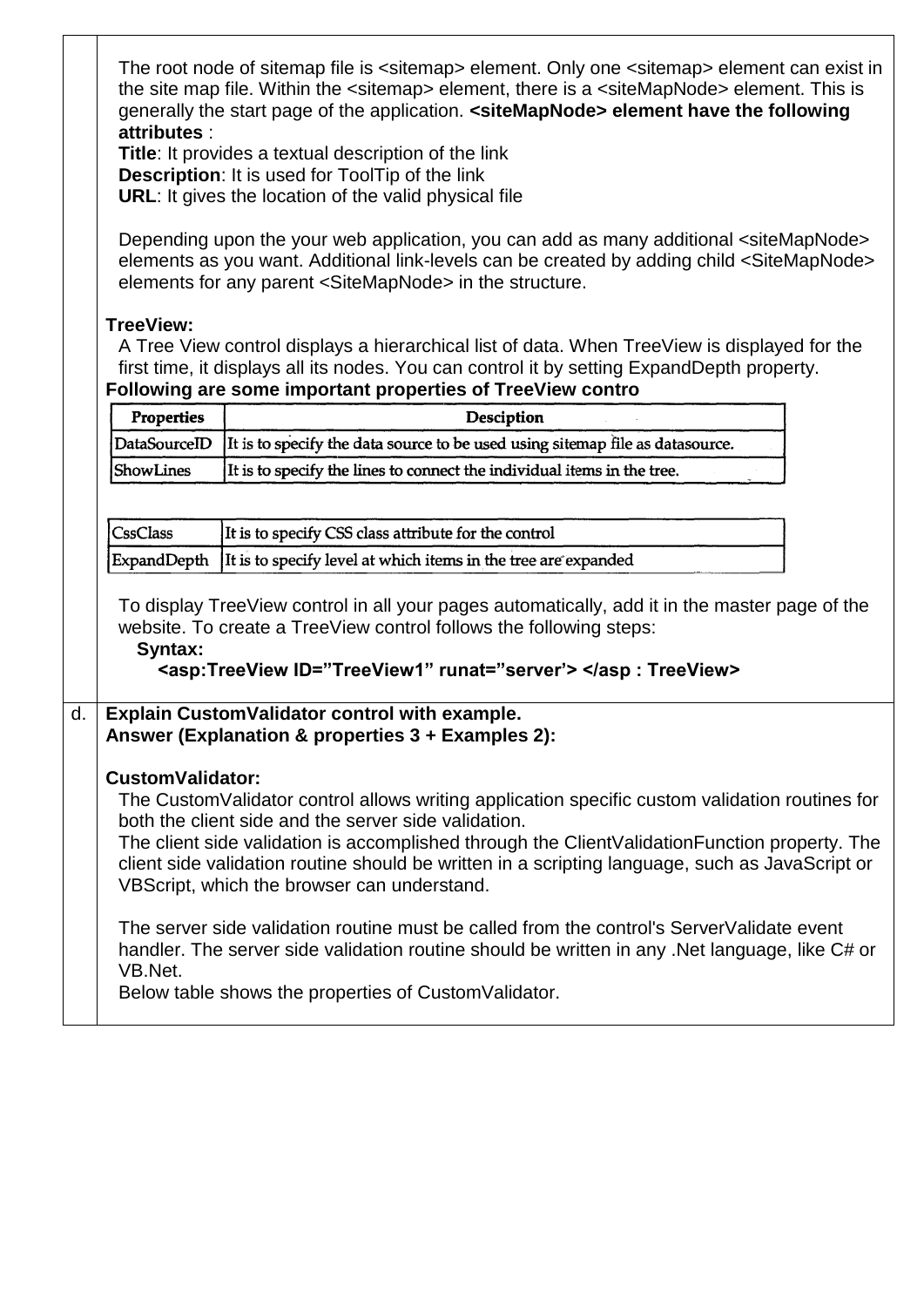The root node of sitemap file is <sitemap> element. Only one <sitemap> element can exist in the site map file. Within the <sitemap> element, there is a <siteMapNode> element. This is generally the start page of the application. **<siteMapNode> element have the following attributes** :

**Title**: It provides a textual description of the link
**Description**: It is used for ToolTip of the link
**URL**: It gives the location of the valid physical file

Depending upon the your web application, you can add as many additional <siteMapNode> elements as you want. Additional link-levels can be created by adding child <SiteMapNode> elements for any parent <SiteMapNode> in the structure.

**TreeView:**

A Tree View control displays a hierarchical list of data. When TreeView is displayed for the first time, it displays all its nodes. You can control it by setting ExpandDepth property.

**Following are some important properties of TreeView contro**

| Properties | Desciption |
|---|---|
| DataSourceID | It is to specify the data source to be used using sitemap file as datasource. |
| ShowLines | It is to specify the lines to connect the individual items in the tree. |
| CssClass | It is to specify CSS class attribute for the control |
| ExpandDepth | It is to specify level at which items in the tree are expanded |

To display TreeView control in all your pages automatically, add it in the master page of the website. To create a TreeView control follows the following steps:

**Syntax:**

**<asp:TreeView ID=”TreeView1” runat=”server’> </asp : TreeView>**

d. **Explain CustomValidator control with example.**

**Answer (Explanation & properties 3 + Examples 2):**

**CustomValidator:**

The CustomValidator control allows writing application specific custom validation routines for both the client side and the server side validation.

The client side validation is accomplished through the ClientValidationFunction property. The client side validation routine should be written in a scripting language, such as JavaScript or VBScript, which the browser can understand.

The server side validation routine must be called from the control's ServerValidate event handler. The server side validation routine should be written in any .Net language, like C# or VB.Net.

Below table shows the properties of CustomValidator.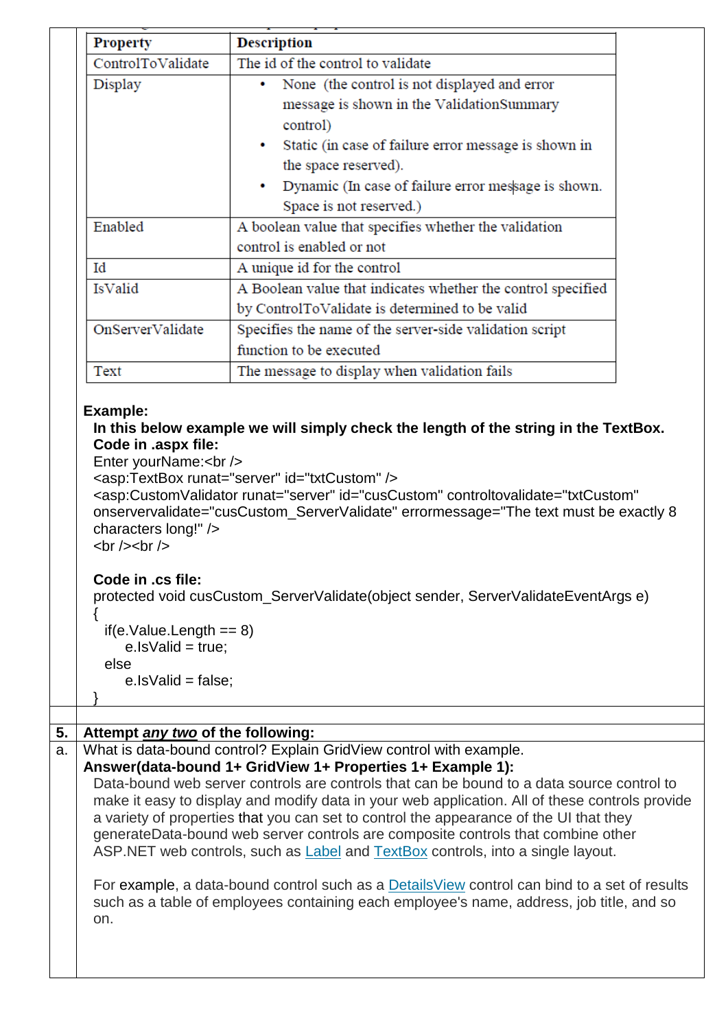| Property | Description |
|---|---|
| ControlToValidate | The id of the control to validate |
| Display | • None (the control is not displayed and error message is shown in the ValidationSummary control)<br>• Static (in case of failure error message is shown in the space reserved).<br>• Dynamic (In case of failure error message is shown. Space is not reserved.) |
| Enabled | A boolean value that specifies whether the validation control is enabled or not |
| Id | A unique id for the control |
| IsValid | A Boolean value that indicates whether the control specified by ControlToValidate is determined to be valid |
| OnServerValidate | Specifies the name of the server-side validation script function to be executed |
| Text | The message to display when validation fails |

**Example:**

**In this below example we will simply check the length of the string in the TextBox.**

**Code in .aspx file:**

```
Enter yourName:<br />
<asp:TextBox runat="server" id="txtCustom" />
<asp:CustomValidator runat="server" id="cusCustom" controltovalidate="txtCustom"
onservervalidate="cusCustom_ServerValidate" errormessage="The text must be exactly 8
characters long!" />
<br /><br />
```

**Code in .cs file:**

```
protected void cusCustom_ServerValidate(object sender, ServerValidateEventArgs e)
{
  if(e.Value.Length == 8)
      e.IsValid = true;
  else
      e.IsValid = false;
}
```

**5. Attempt *any two* of the following:**

**a.** What is data-bound control? Explain GridView control with example.

**Answer(data-bound 1+ GridView 1+ Properties 1+ Example 1):**

Data-bound web server controls are controls that can be bound to a data source control to make it easy to display and modify data in your web application. All of these controls provide a variety of properties that you can set to control the appearance of the UI that they generateData-bound web server controls are composite controls that combine other ASP.NET web controls, such as Label and TextBox controls, into a single layout.

For example, a data-bound control such as a DetailsView control can bind to a set of results such as a table of employees containing each employee's name, address, job title, and so on.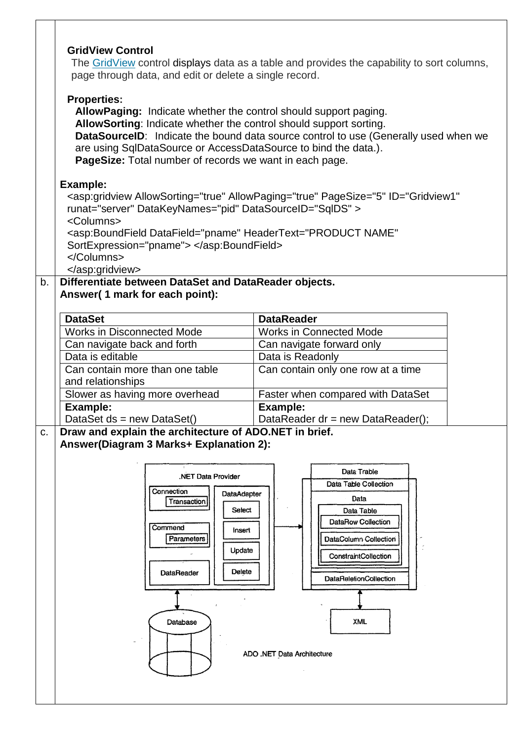**GridView Control**

The GridView control displays data as a table and provides the capability to sort columns, page through data, and edit or delete a single record.

**Properties:**

**AllowPaging:** Indicate whether the control should support paging.
**AllowSorting**: Indicate whether the control should support sorting.
**DataSourceID**: Indicate the bound data source control to use (Generally used when we are using SqlDataSource or AccessDataSource to bind the data.).
**PageSize:** Total number of records we want in each page.

**Example:**

```
<asp:gridview AllowSorting="true" AllowPaging="true" PageSize="5" ID="Gridview1"
runat="server" DataKeyNames="pid" DataSourceID="SqlDS" >
<Columns>
<asp:BoundField DataField="pname" HeaderText="PRODUCT NAME"
SortExpression="pname"> </asp:BoundField>
</Columns>
</asp:gridview>
```

b. **Differentiate between DataSet and DataReader objects.**
**Answer( 1 mark for each point):**

| **DataSet** | **DataReader** |
|---|---|
| Works in Disconnected Mode | Works in Connected Mode |
| Can navigate back and forth | Can navigate forward only |
| Data is editable | Data is Readonly |
| Can contain more than one table and relationships | Can contain only one row at a time |
| Slower as having more overhead | Faster when compared with DataSet |
| **Example:** DataSet ds = new DataSet() | **Example:** DataReader dr = new DataReader(); |

c. **Draw and explain the architecture of ADO.NET in brief.**
**Answer(Diagram 3 Marks+ Explanation 2):**

.NET Data Provider: Connection (Transaction), Command (Parameters), DataReader, DataAdapter (Select, Insert, Update, Delete) → Data Trable: Data Table Collection, Data, Data Table (DataRow Collection, DataColumn Collection, ConstraintCollection), DataReletionCollection

Database ↔ .NET Data Provider; Data Trable ↔ XML

ADO .NET Data Architecture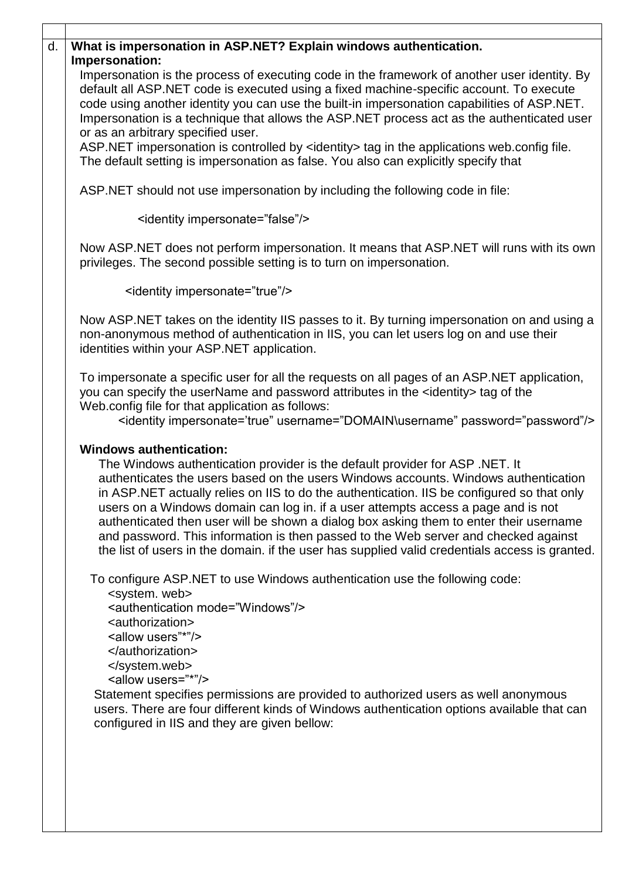d. **What is impersonation in ASP.NET? Explain windows authentication.**

**Impersonation:**

Impersonation is the process of executing code in the framework of another user identity. By default all ASP.NET code is executed using a fixed machine-specific account. To execute code using another identity you can use the built-in impersonation capabilities of ASP.NET. Impersonation is a technique that allows the ASP.NET process act as the authenticated user or as an arbitrary specified user.

ASP.NET impersonation is controlled by <identity> tag in the applications web.config file. The default setting is impersonation as false. You also can explicitly specify that

ASP.NET should not use impersonation by including the following code in file:

```
<identity impersonate="false"/>
```

Now ASP.NET does not perform impersonation. It means that ASP.NET will runs with its own privileges. The second possible setting is to turn on impersonation.

```
<identity impersonate="true"/>
```

Now ASP.NET takes on the identity IIS passes to it. By turning impersonation on and using a non-anonymous method of authentication in IIS, you can let users log on and use their identities within your ASP.NET application.

To impersonate a specific user for all the requests on all pages of an ASP.NET application, you can specify the userName and password attributes in the <identity> tag of the Web.config file for that application as follows:

```
<identity impersonate='true" username="DOMAIN\username" password="password"/>
```

**Windows authentication:**

The Windows authentication provider is the default provider for ASP .NET. It authenticates the users based on the users Windows accounts. Windows authentication in ASP.NET actually relies on IIS to do the authentication. IIS be configured so that only users on a Windows domain can log in. if a user attempts access a page and is not authenticated then user will be shown a dialog box asking them to enter their username and password. This information is then passed to the Web server and checked against the list of users in the domain. if the user has supplied valid credentials access is granted.

To configure ASP.NET to use Windows authentication use the following code:

```
<system. web>
<authentication mode="Windows"/>
<authorization>
<allow users"*"/>
</authorization>
</system.web>
```

```
<allow users="*"/>
```

Statement specifies permissions are provided to authorized users as well anonymous users. There are four different kinds of Windows authentication options available that can configured in IIS and they are given bellow: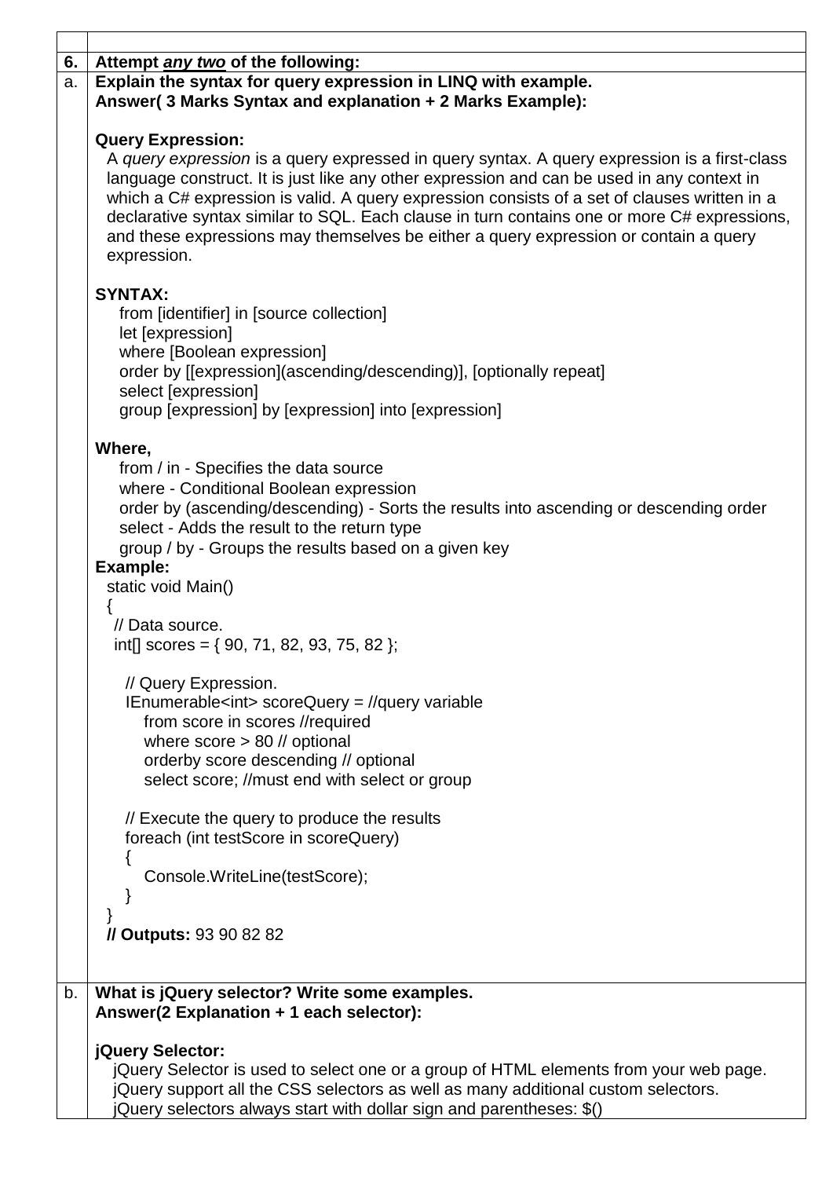**6.** **Attempt *any two* of the following:**

**a.** **Explain the syntax for query expression in LINQ with example.**
**Answer( 3 Marks Syntax and explanation + 2 Marks Example):**

**Query Expression:**

A *query expression* is a query expressed in query syntax. A query expression is a first-class language construct. It is just like any other expression and can be used in any context in which a C# expression is valid. A query expression consists of a set of clauses written in a declarative syntax similar to SQL. Each clause in turn contains one or more C# expressions, and these expressions may themselves be either a query expression or contain a query expression.

**SYNTAX:**

```
from [identifier] in [source collection]
let [expression]
where [Boolean expression]
order by [[expression](ascending/descending)], [optionally repeat]
select [expression]
group [expression] by [expression] into [expression]
```

**Where,**

from / in - Specifies the data source
where - Conditional Boolean expression
order by (ascending/descending) - Sorts the results into ascending or descending order
select - Adds the result to the return type
group / by - Groups the results based on a given key

**Example:**

```
static void Main()
{
  // Data source.
  int[] scores = { 90, 71, 82, 93, 75, 82 };

    // Query Expression.
    IEnumerable<int> scoreQuery = //query variable
        from score in scores //required
        where score > 80 // optional
        orderby score descending // optional
        select score; //must end with select or group

    // Execute the query to produce the results
    foreach (int testScore in scoreQuery)
    {
        Console.WriteLine(testScore);
    }
}
```

**// Outputs:** 93 90 82 82

**b.** **What is jQuery selector? Write some examples.**
**Answer(2 Explanation + 1 each selector):**

**jQuery Selector:**

jQuery Selector is used to select one or a group of HTML elements from your web page.
jQuery support all the CSS selectors as well as many additional custom selectors.
jQuery selectors always start with dollar sign and parentheses: $()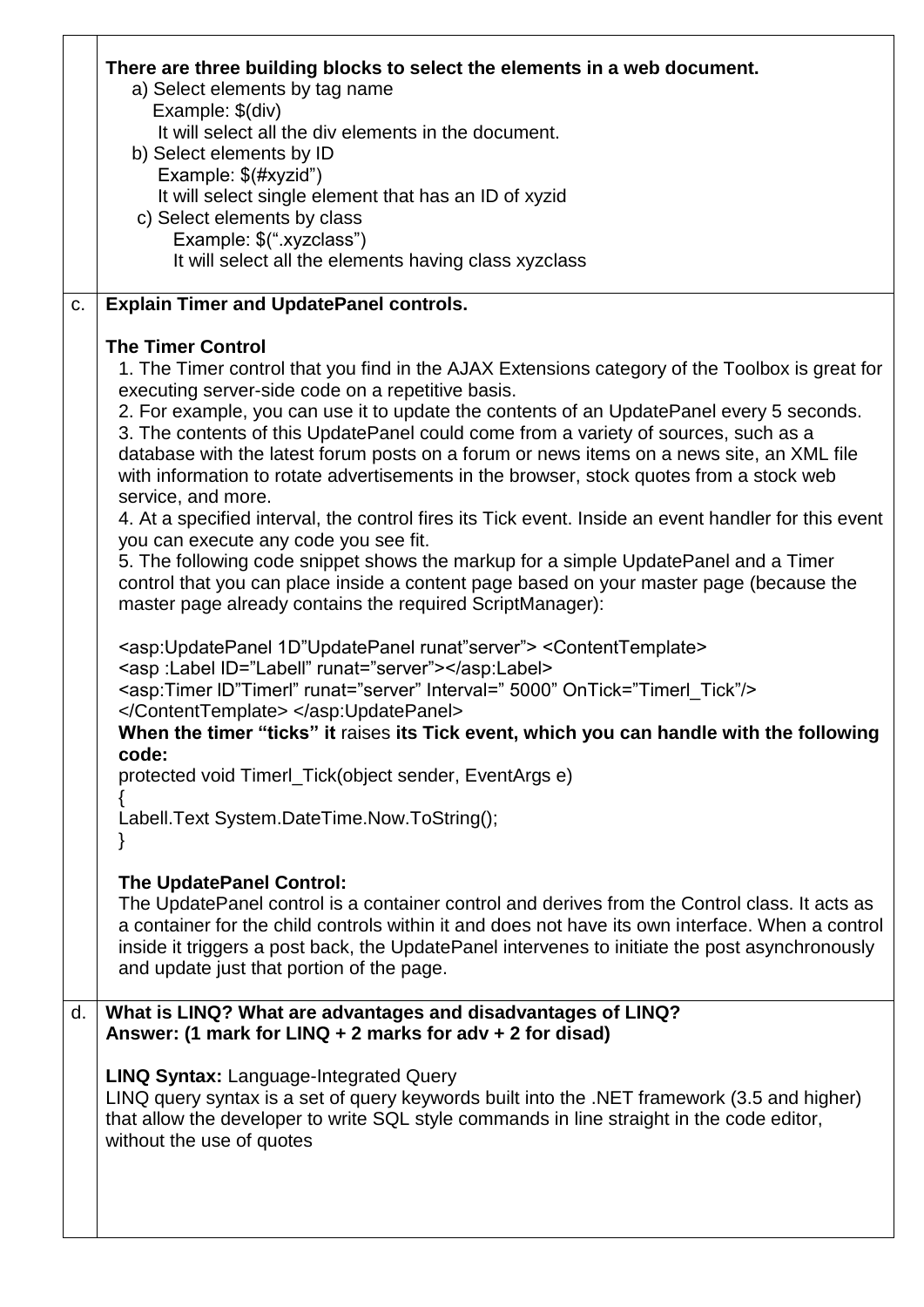**There are three building blocks to select the elements in a web document.**

a) Select elements by tag name
   Example: $(div)
   It will select all the div elements in the document.

b) Select elements by ID
   Example: $(#xyzid")
   It will select single element that has an ID of xyzid

c) Select elements by class
   Example: $(".xyzclass")
   It will select all the elements having class xyzclass

c. **Explain Timer and UpdatePanel controls.**

**The Timer Control**

1. The Timer control that you find in the AJAX Extensions category of the Toolbox is great for executing server-side code on a repetitive basis.
2. For example, you can use it to update the contents of an UpdatePanel every 5 seconds.
3. The contents of this UpdatePanel could come from a variety of sources, such as a database with the latest forum posts on a forum or news items on a news site, an XML file with information to rotate advertisements in the browser, stock quotes from a stock web service, and more.
4. At a specified interval, the control fires its Tick event. Inside an event handler for this event you can execute any code you see fit.
5. The following code snippet shows the markup for a simple UpdatePanel and a Timer control that you can place inside a content page based on your master page (because the master page already contains the required ScriptManager):

```
<asp:UpdatePanel 1D"UpdatePanel runat"server"> <ContentTemplate>
<asp :Label ID="Labell" runat="server"></asp:Label>
<asp:Timer ID"Timerl" runat="server" Interval=" 5000" OnTick="Timerl_Tick"/>
</ContentTemplate> </asp:UpdatePanel>
```

**When the timer "ticks" it** raises **its Tick event, which you can handle with the following code:**

```
protected void Timerl_Tick(object sender, EventArgs e)
{
Labell.Text System.DateTime.Now.ToString();
}
```

**The UpdatePanel Control:**

The UpdatePanel control is a container control and derives from the Control class. It acts as a container for the child controls within it and does not have its own interface. When a control inside it triggers a post back, the UpdatePanel intervenes to initiate the post asynchronously and update just that portion of the page.

d. **What is LINQ? What are advantages and disadvantages of LINQ?**
**Answer: (1 mark for LINQ + 2 marks for adv + 2 for disad)**

**LINQ Syntax:** Language-Integrated Query

LINQ query syntax is a set of query keywords built into the .NET framework (3.5 and higher) that allow the developer to write SQL style commands in line straight in the code editor, without the use of quotes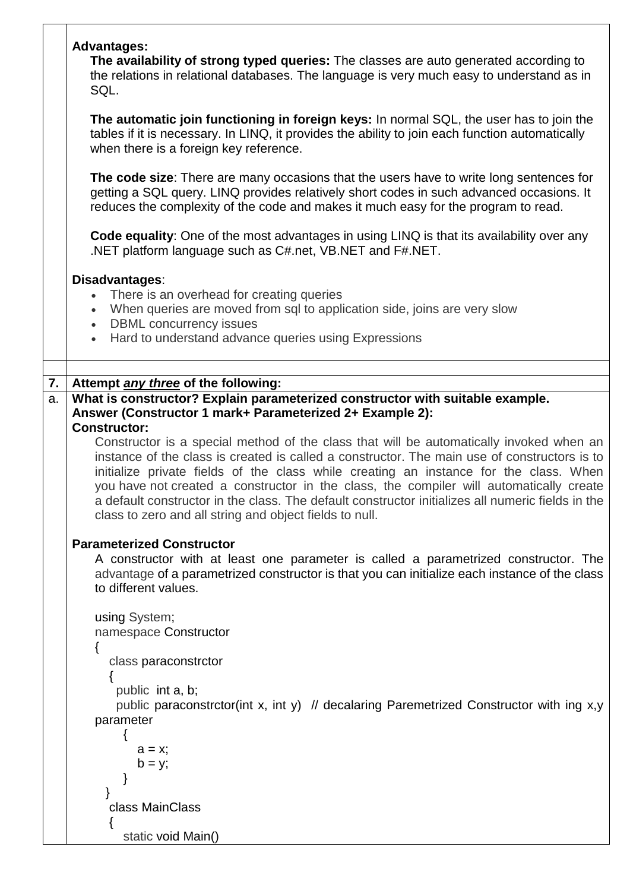**Advantages:**

**The availability of strong typed queries:** The classes are auto generated according to the relations in relational databases. The language is very much easy to understand as in SQL.

**The automatic join functioning in foreign keys:** In normal SQL, the user has to join the tables if it is necessary. In LINQ, it provides the ability to join each function automatically when there is a foreign key reference.

**The code size**: There are many occasions that the users have to write long sentences for getting a SQL query. LINQ provides relatively short codes in such advanced occasions. It reduces the complexity of the code and makes it much easy for the program to read.

**Code equality**: One of the most advantages in using LINQ is that its availability over any .NET platform language such as C#.net, VB.NET and F#.NET.

**Disadvantages**:

- There is an overhead for creating queries
- When queries are moved from sql to application side, joins are very slow
- DBML concurrency issues
- Hard to understand advance queries using Expressions

**7. Attempt *any three* of the following:**

**a. What is constructor? Explain parameterized constructor with suitable example.**

**Answer (Constructor 1 mark+ Parameterized 2+ Example 2):**

**Constructor:**

Constructor is a special method of the class that will be automatically invoked when an instance of the class is created is called a constructor. The main use of constructors is to initialize private fields of the class while creating an instance for the class. When you have not created a constructor in the class, the compiler will automatically create a default constructor in the class. The default constructor initializes all numeric fields in the class to zero and all string and object fields to null.

**Parameterized Constructor**

A constructor with at least one parameter is called a parametrized constructor. The advantage of a parametrized constructor is that you can initialize each instance of the class to different values.

```
using System;
namespace Constructor
{
   class paraconstrctor
   {
     public  int a, b;
     public paraconstrctor(int x, int y)  // decalaring Paremetrized Constructor with ing x,y parameter
       {
           a = x;
           b = y;
       }
   }
   class MainClass
   {
       static void Main()
```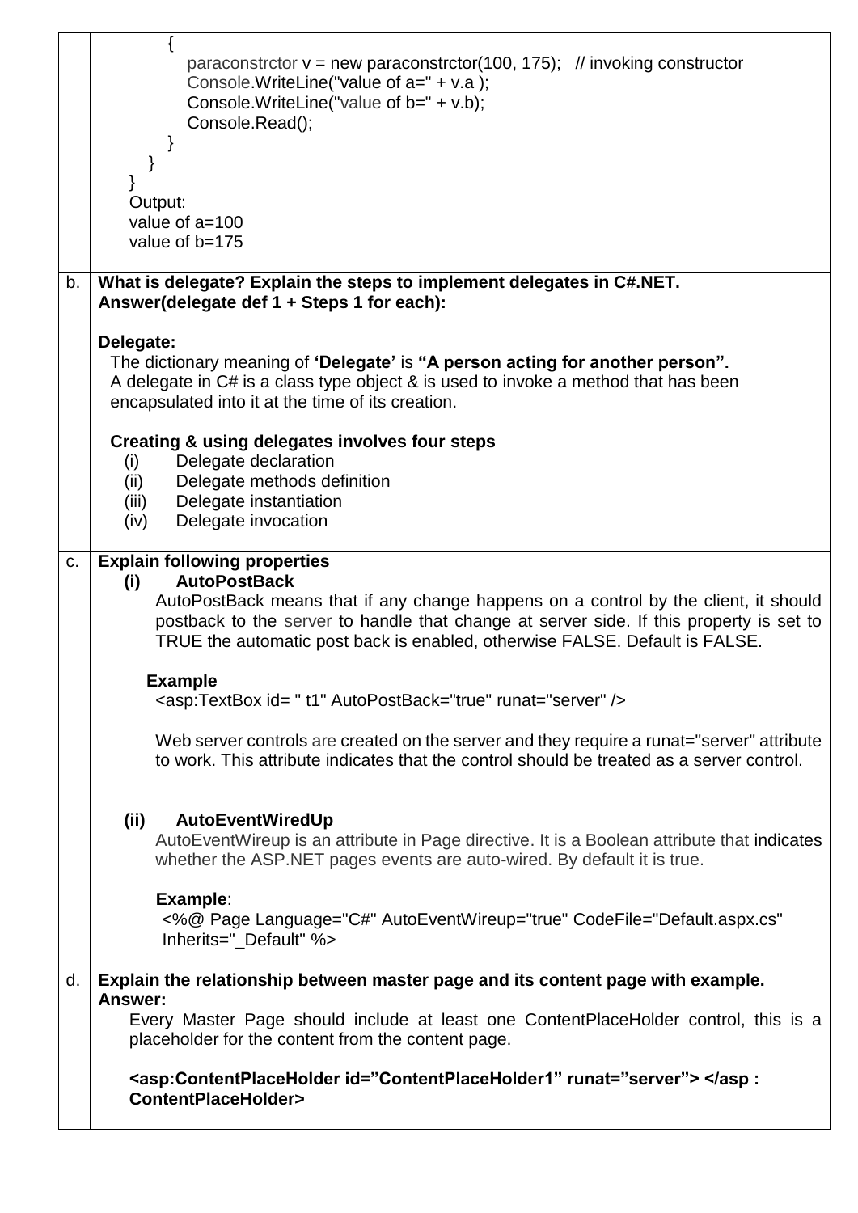```
            {
                paraconstrctor v = new paraconstrctor(100, 175);   // invoking constructor
                Console.WriteLine("value of a=" + v.a );
                Console.WriteLine("value of b=" + v.b);
                Console.Read();
            }
        }
    }
```

Output:
value of a=100
value of b=175

**b. What is delegate? Explain the steps to implement delegates in C#.NET.**
**Answer(delegate def 1 + Steps 1 for each):**

**Delegate:**

The dictionary meaning of **'Delegate'** is **"A person acting for another person".**
A delegate in C# is a class type object & is used to invoke a method that has been encapsulated into it at the time of its creation.

**Creating & using delegates involves four steps**

(i) Delegate declaration
(ii) Delegate methods definition
(iii) Delegate instantiation
(iv) Delegate invocation

**c. Explain following properties**

**(i) AutoPostBack**

AutoPostBack means that if any change happens on a control by the client, it should postback to the server to handle that change at server side. If this property is set to TRUE the automatic post back is enabled, otherwise FALSE. Default is FALSE.

**Example**

```
<asp:TextBox id= " t1" AutoPostBack="true" runat="server" />
```

Web server controls are created on the server and they require a runat="server" attribute to work. This attribute indicates that the control should be treated as a server control.

**(ii) AutoEventWiredUp**

AutoEventWireup is an attribute in Page directive. It is a Boolean attribute that indicates whether the ASP.NET pages events are auto-wired. By default it is true.

**Example**:

```
<%@ Page Language="C#" AutoEventWireup="true" CodeFile="Default.aspx.cs"
Inherits="_Default" %>
```

**d. Explain the relationship between master page and its content page with example.**
**Answer:**

Every Master Page should include at least one ContentPlaceHolder control, this is a placeholder for the content from the content page.

**<asp:ContentPlaceHolder id="ContentPlaceHolder1" runat="server"> </asp : ContentPlaceHolder>**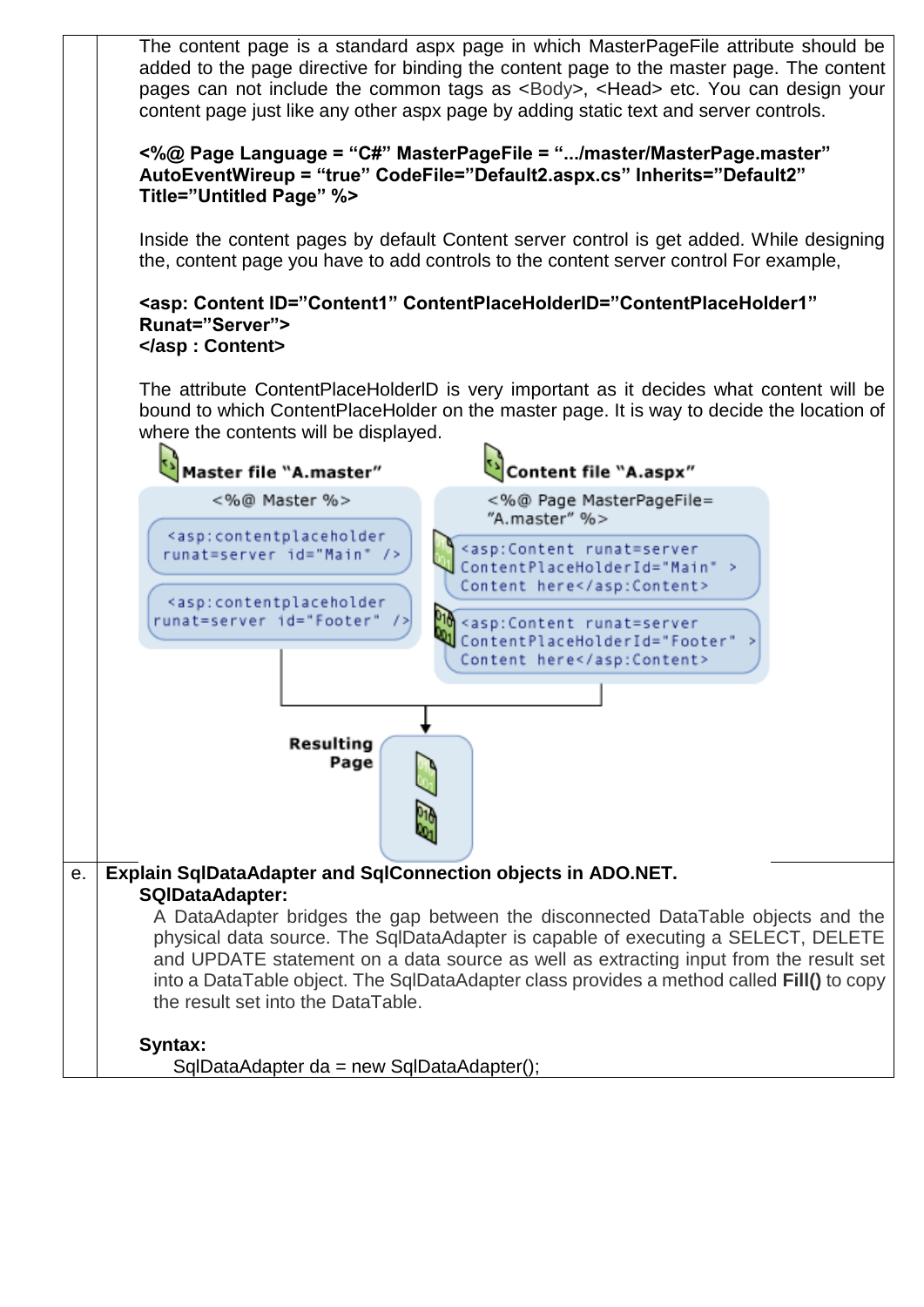The content page is a standard aspx page in which MasterPageFile attribute should be added to the page directive for binding the content page to the master page. The content pages can not include the common tags as <Body>, <Head> etc. You can design your content page just like any other aspx page by adding static text and server controls.

**<%@ Page Language = "C#" MasterPageFile = ".../master/MasterPage.master" AutoEventWireup = "true" CodeFile="Default2.aspx.cs" Inherits="Default2" Title="Untitled Page" %>**

Inside the content pages by default Content server control is get added. While designing the, content page you have to add controls to the content server control For example,

**<asp: Content ID="Content1" ContentPlaceHolderID="ContentPlaceHolder1" Runat="Server">**
**</asp : Content>**

The attribute ContentPlaceHolderID is very important as it decides what content will be bound to which ContentPlaceHolder on the master page. It is way to decide the location of where the contents will be displayed.

**Master file "A.master"**

```
<%@ Master %>
<asp:contentplaceholder runat=server id="Main" />
<asp:contentplaceholder runat=server id="Footer" />
```

**Content file "A.aspx"**

```
<%@ Page MasterPageFile="A.master" %>
<asp:Content runat=server ContentPlaceHolderId="Main" > Content here</asp:Content>
<asp:Content runat=server ContentPlaceHolderId="Footer" > Content here</asp:Content>
```

**Resulting Page**

e. **Explain SqlDataAdapter and SqlConnection objects in ADO.NET.**

**SQlDataAdapter:**

A DataAdapter bridges the gap between the disconnected DataTable objects and the physical data source. The SqlDataAdapter is capable of executing a SELECT, DELETE and UPDATE statement on a data source as well as extracting input from the result set into a DataTable object. The SqlDataAdapter class provides a method called **Fill()** to copy the result set into the DataTable.

**Syntax:**

```
SqlDataAdapter da = new SqlDataAdapter();
```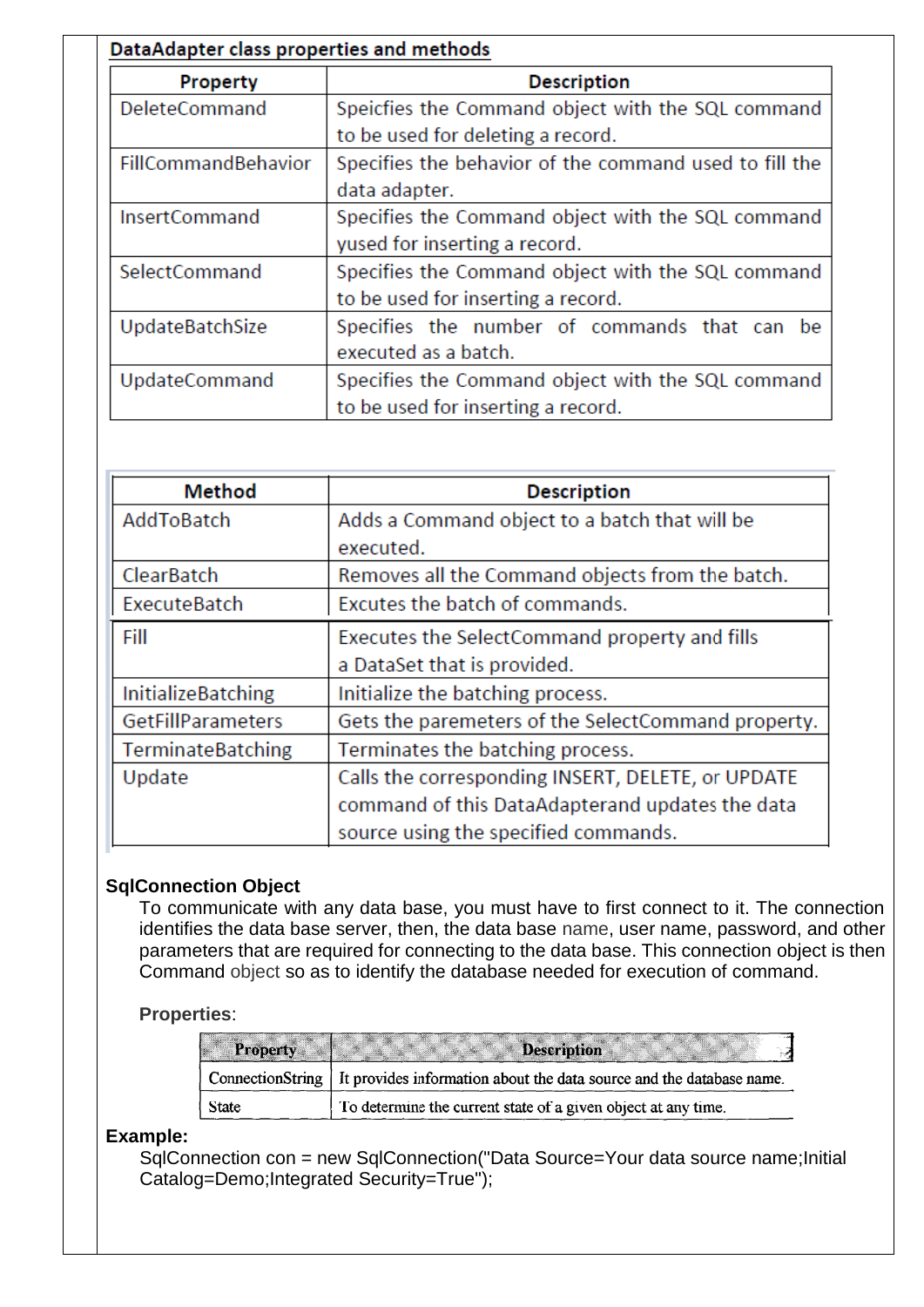**DataAdapter class properties and methods**

| Property | Description |
|---|---|
| DeleteCommand | Speicfies the Command object with the SQL command to be used for deleting a record. |
| FillCommandBehavior | Specifies the behavior of the command used to fill the data adapter. |
| InsertCommand | Specifies the Command object with the SQL command yused for inserting a record. |
| SelectCommand | Specifies the Command object with the SQL command to be used for inserting a record. |
| UpdateBatchSize | Specifies the number of commands that can be executed as a batch. |
| UpdateCommand | Specifies the Command object with the SQL command to be used for inserting a record. |

| Method | Description |
|---|---|
| AddToBatch | Adds a Command object to a batch that will be executed. |
| ClearBatch | Removes all the Command objects from the batch. |
| ExecuteBatch | Excutes the batch of commands. |
| Fill | Executes the SelectCommand property and fills a DataSet that is provided. |
| InitializeBatching | Initialize the batching process. |
| GetFillParameters | Gets the paremeters of the SelectCommand property. |
| TerminateBatching | Terminates the batching process. |
| Update | Calls the corresponding INSERT, DELETE, or UPDATE command of this DataAdapterand updates the data source using the specified commands. |

**SqlConnection Object**

To communicate with any data base, you must have to first connect to it. The connection identifies the data base server, then, the data base name, user name, password, and other parameters that are required for connecting to the data base. This connection object is then Command object so as to identify the database needed for execution of command.

**Properties**:

| Property | Description |
|---|---|
| ConnectionString | It provides information about the data source and the database name. |
| State | To determine the current state of a given object at any time. |

**Example:**

```
SqlConnection con = new SqlConnection("Data Source=Your data source name;Initial Catalog=Demo;Integrated Security=True");
```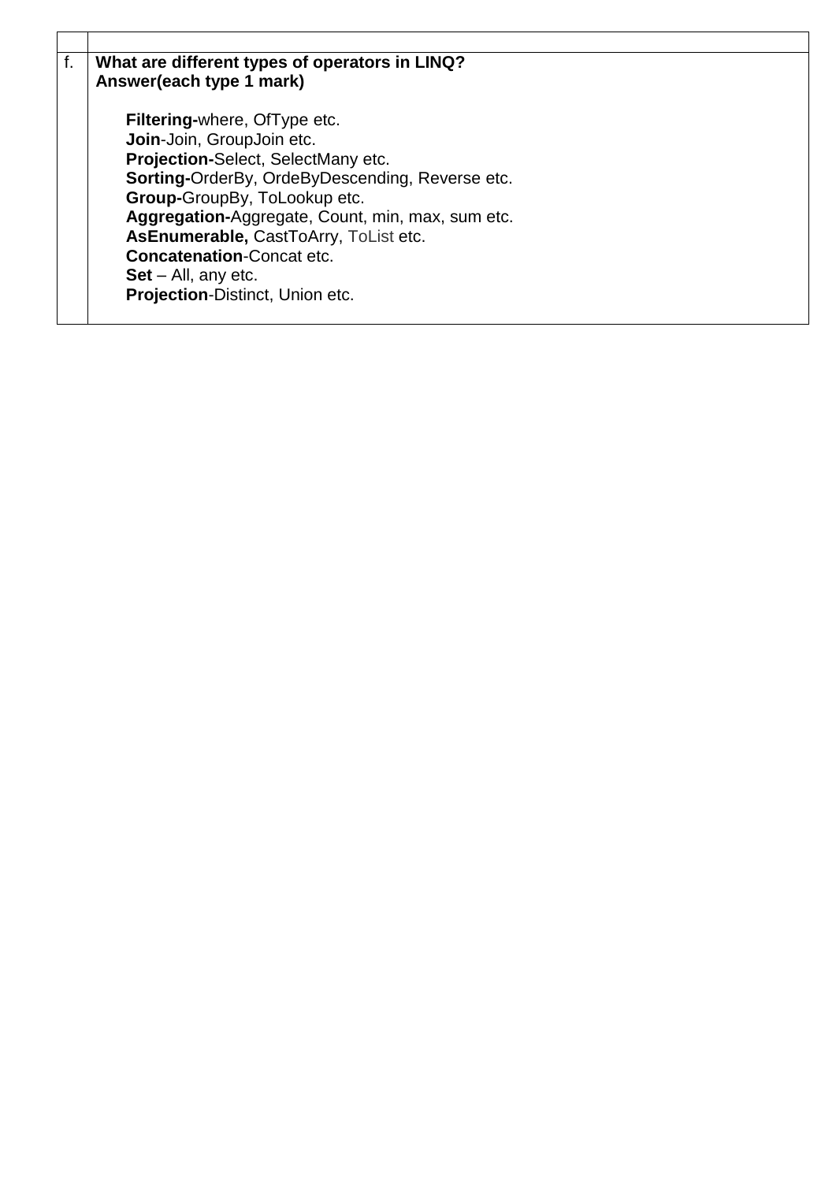| | |
|---|---|
| | |
| f. | **What are different types of operators in LINQ?**<br>**Answer(each type 1 mark)**<br><br>**Filtering-**where, OfType etc.<br>**Join**-Join, GroupJoin etc.<br>**Projection-**Select, SelectMany etc.<br>**Sorting-**OrderBy, OrdeByDescending, Reverse etc.<br>**Group-**GroupBy, ToLookup etc.<br>**Aggregation-**Aggregate, Count, min, max, sum etc.<br>**AsEnumerable,** CastToArry, ToList etc.<br>**Concatenation**-Concat etc.<br>**Set** – All, any etc.<br>**Projection**-Distinct, Union etc. |